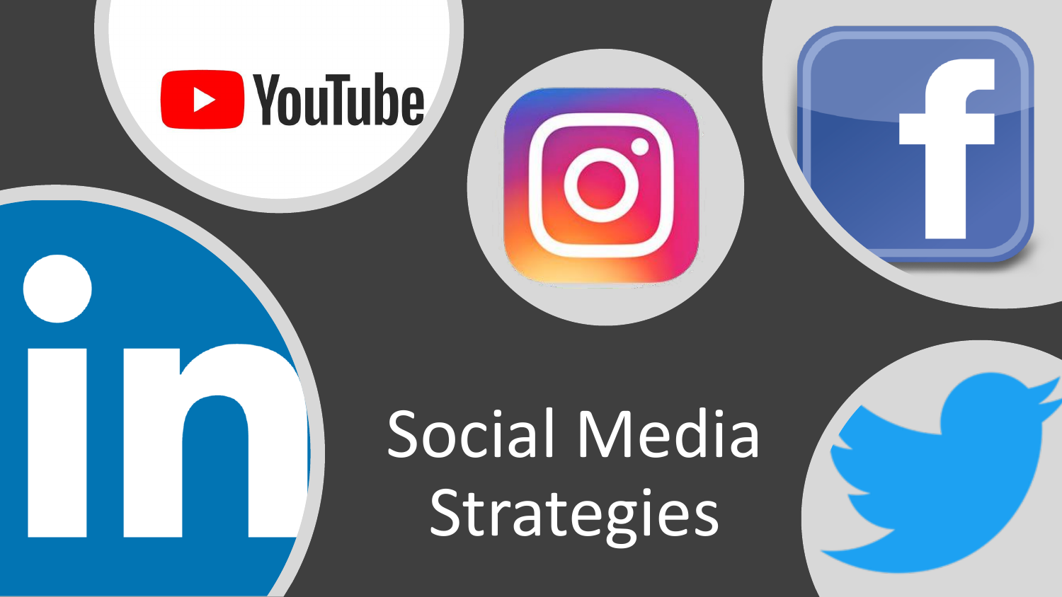# Social Media Strategies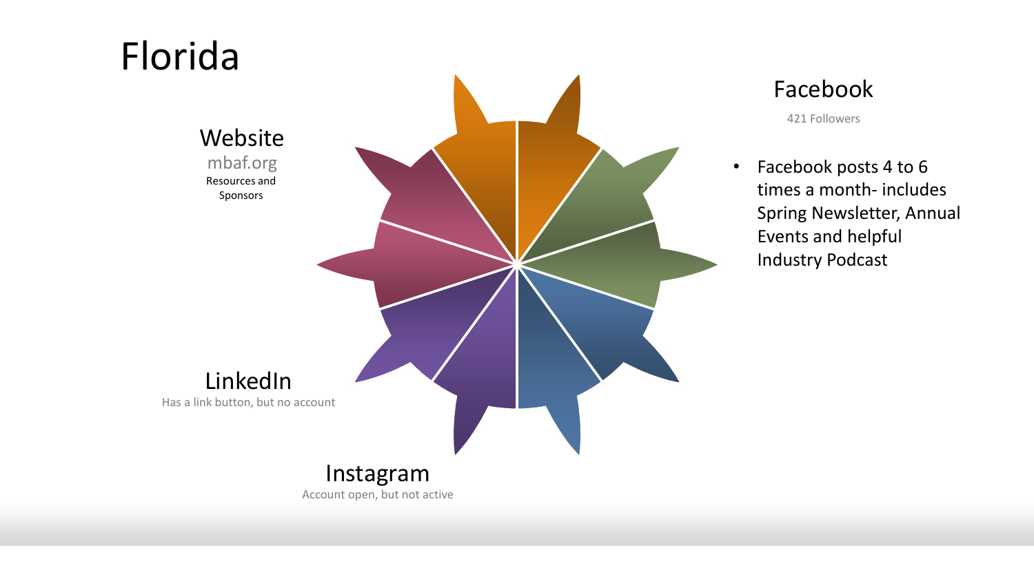# Florida

## Website

mbaf.org

Resources and Sponsors

## LinkedIn

Has a link button, but no account

## Instagram

Account open, but not active

## Facebook

421 Followers

- Facebook posts 4 to 6 times a month- includes Spring Newsletter, Annual Events and helpful Industry Podcast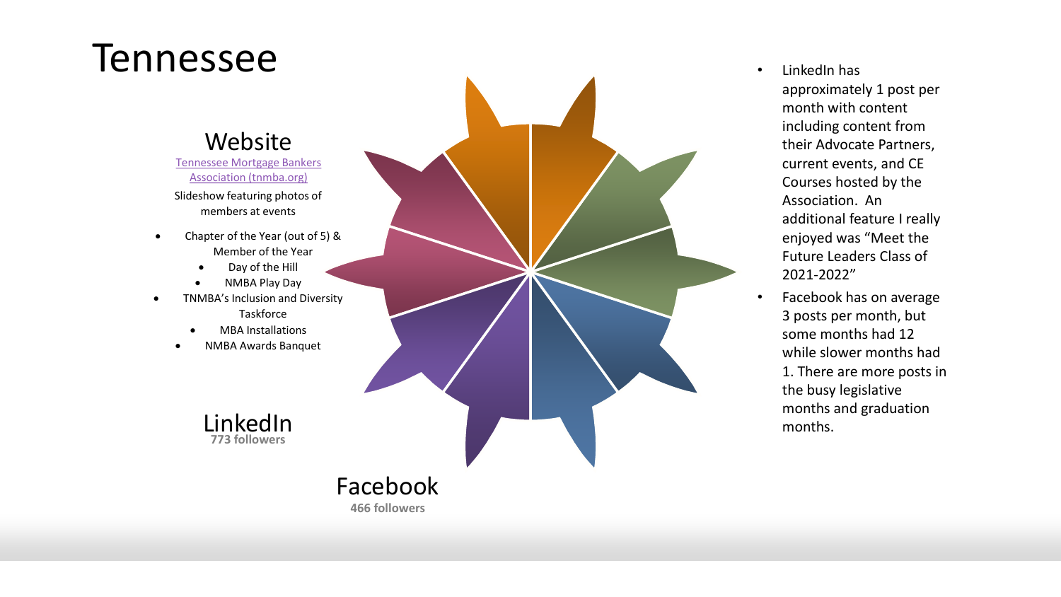# Tennessee

## Website

[Tennessee Mortgage Bankers Association (tnmba.org)]

Slideshow featuring photos of members at events

- Chapter of the Year (out of 5) & Member of the Year
  - Day of the Hill
  - NMBA Play Day
- TNMBA's Inclusion and Diversity Taskforce
  - MBA Installations
  - NMBA Awards Banquet

## LinkedIn

**773 followers**

## Facebook

**466 followers**

- LinkedIn has approximately 1 post per month with content including content from their Advocate Partners, current events, and CE Courses hosted by the Association. An additional feature I really enjoyed was "Meet the Future Leaders Class of 2021-2022"
- Facebook has on average 3 posts per month, but some months had 12 while slower months had 1. There are more posts in the busy legislative months and graduation months.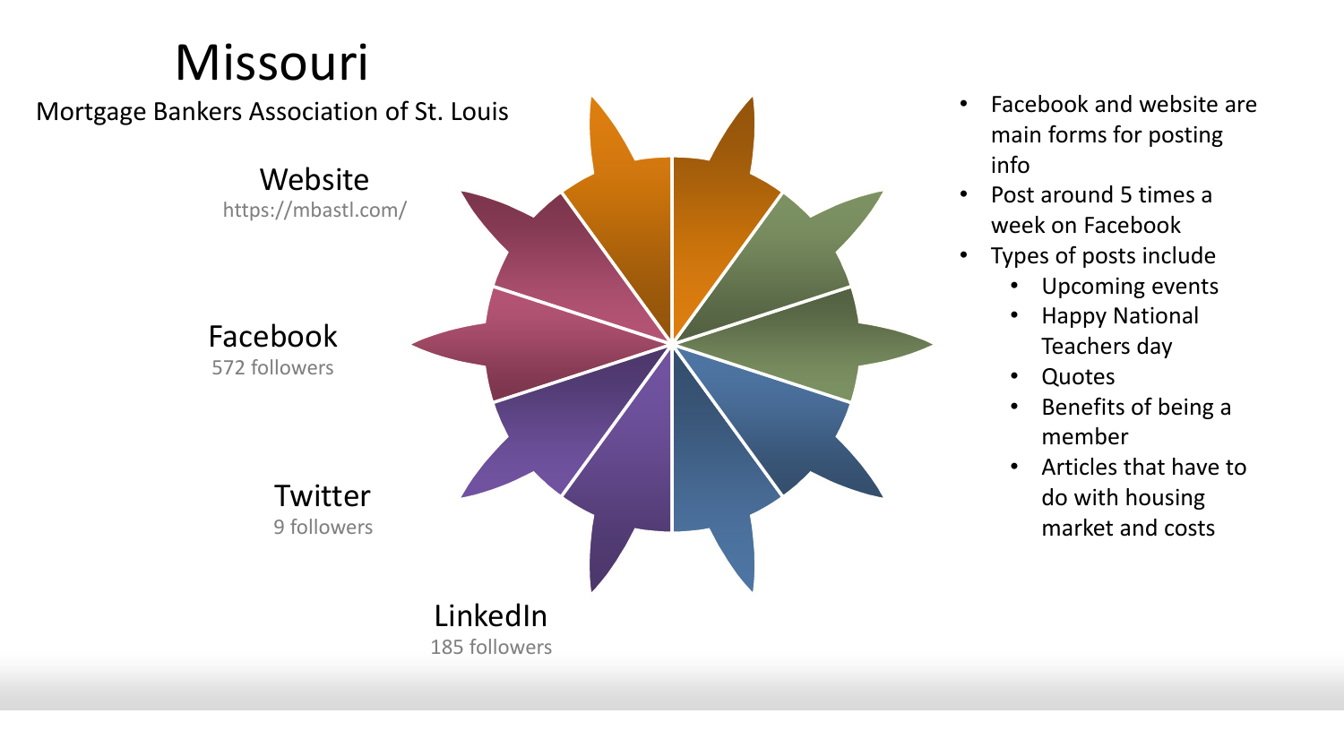# Missouri

Mortgage Bankers Association of St. Louis

**Website**
https://mbastl.com/

**Facebook**
572 followers

**Twitter**
9 followers

**LinkedIn**
185 followers

- Facebook and website are main forms for posting info
- Post around 5 times a week on Facebook
- Types of posts include
  - Upcoming events
  - Happy National Teachers day
  - Quotes
  - Benefits of being a member
  - Articles that have to do with housing market and costs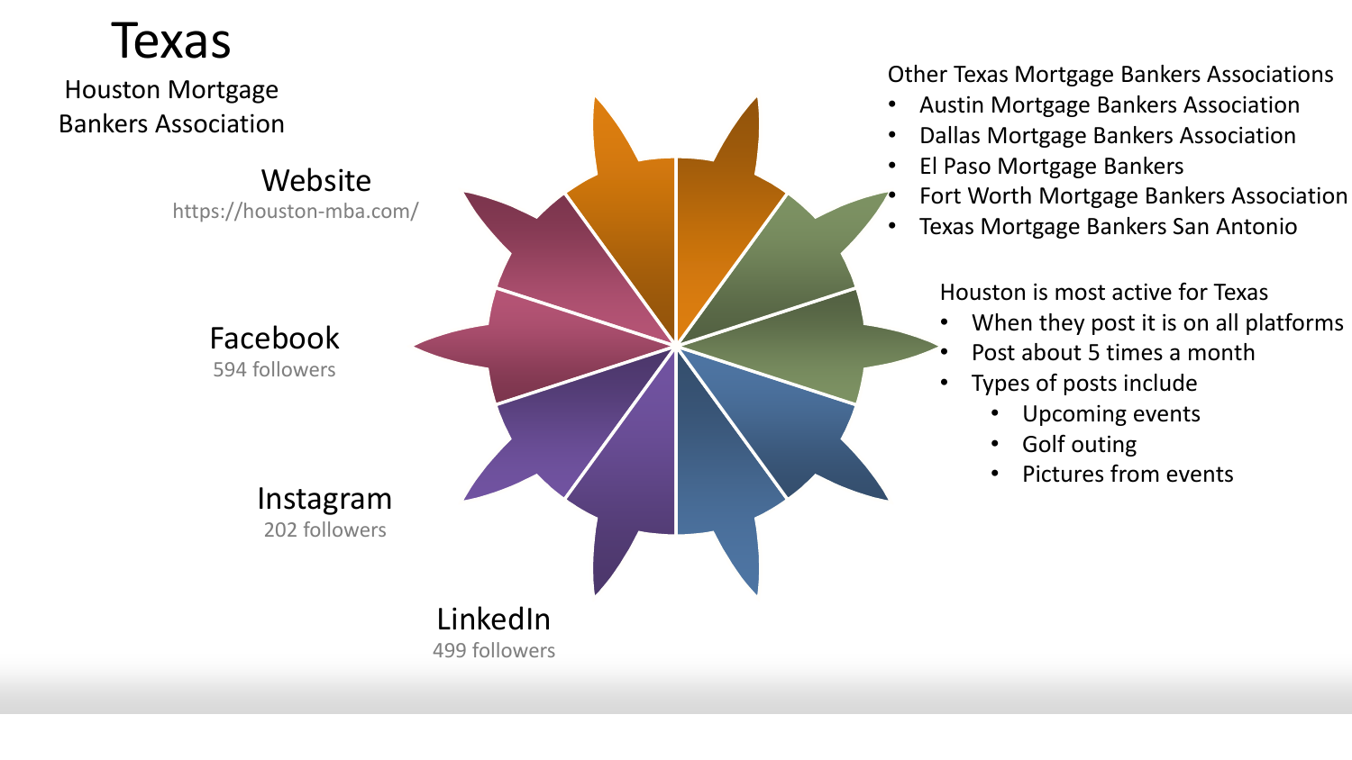# Texas

Houston Mortgage Bankers Association

## Website

https://houston-mba.com/

## Facebook

594 followers

## Instagram

202 followers

## LinkedIn

499 followers

Other Texas Mortgage Bankers Associations

- Austin Mortgage Bankers Association
- Dallas Mortgage Bankers Association
- El Paso Mortgage Bankers
- Fort Worth Mortgage Bankers Association
- Texas Mortgage Bankers San Antonio

Houston is most active for Texas

- When they post it is on all platforms
- Post about 5 times a month
- Types of posts include
  - Upcoming events
  - Golf outing
  - Pictures from events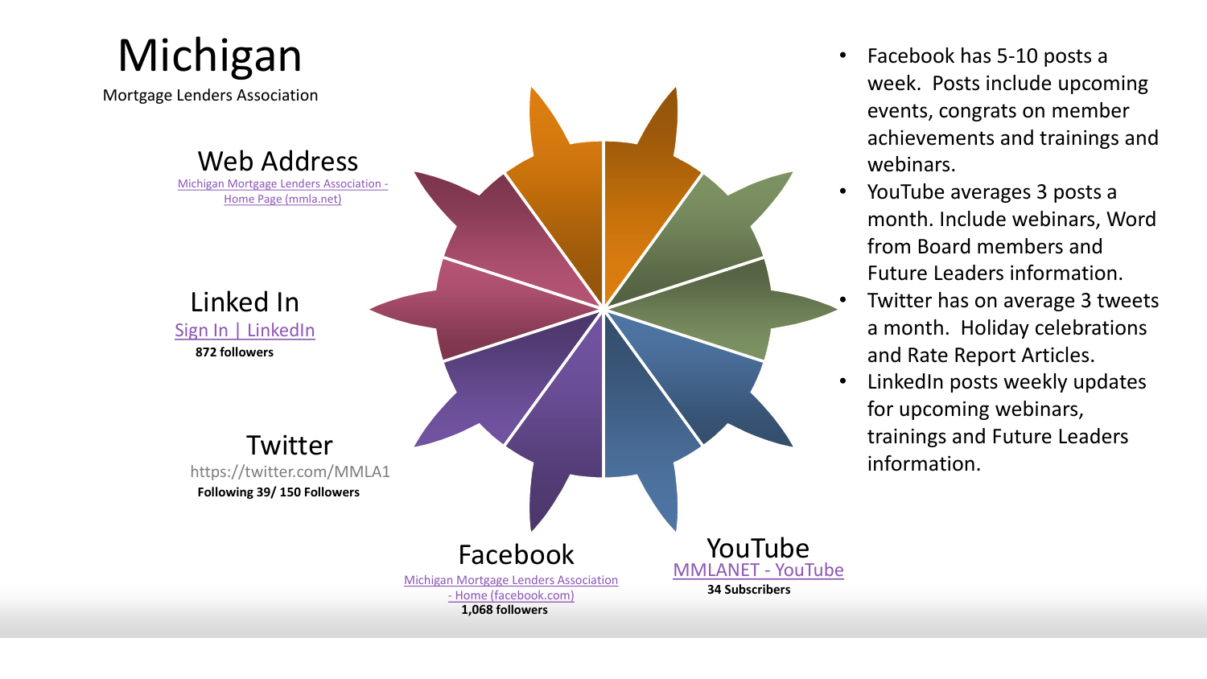# Michigan

Mortgage Lenders Association

## Web Address

[Michigan Mortgage Lenders Association - Home Page (mmla.net)]

## Linked In

[Sign In | LinkedIn]

**872 followers**

## Twitter

https://twitter.com/MMLA1

**Following 39/ 150 Followers**

## Facebook

[Michigan Mortgage Lenders Association - Home (facebook.com)]

**1,068 followers**

## YouTube

[MMLANET - YouTube]

**34 Subscribers**

- Facebook has 5-10 posts a week. Posts include upcoming events, congrats on member achievements and trainings and webinars.
- YouTube averages 3 posts a month. Include webinars, Word from Board members and Future Leaders information.
- Twitter has on average 3 tweets a month. Holiday celebrations and Rate Report Articles.
- LinkedIn posts weekly updates for upcoming webinars, trainings and Future Leaders information.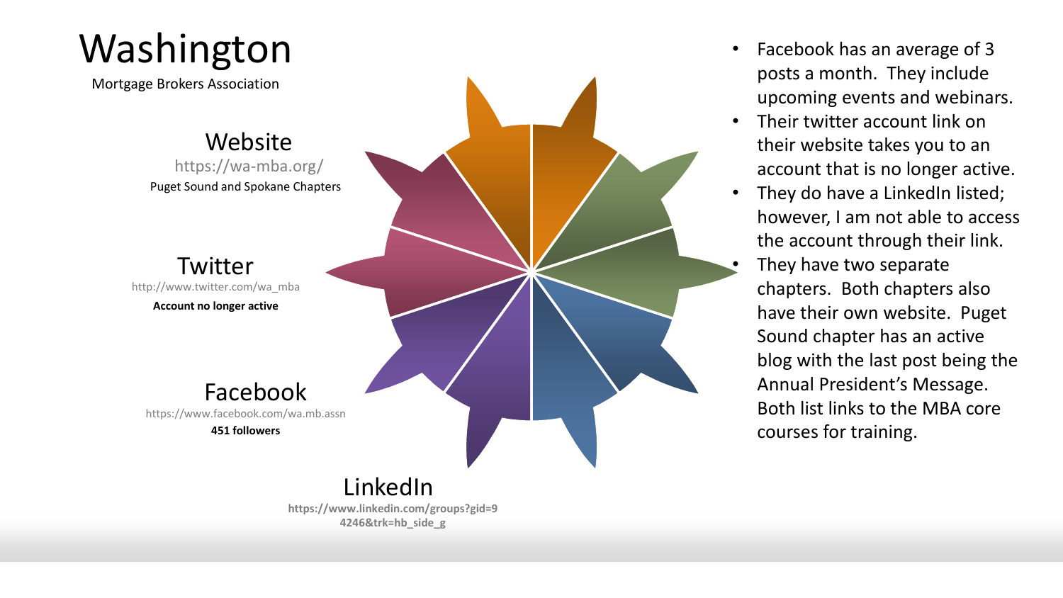# Washington

Mortgage Brokers Association

## Website

https://wa-mba.org/

Puget Sound and Spokane Chapters

## Twitter

http://www.twitter.com/wa_mba

**Account no longer active**

## Facebook

https://www.facebook.com/wa.mb.assn

**451 followers**

## LinkedIn

**https://www.linkedin.com/groups?gid=94246&trk=hb_side_g**

- Facebook has an average of 3 posts a month. They include upcoming events and webinars.
- Their twitter account link on their website takes you to an account that is no longer active.
- They do have a LinkedIn listed; however, I am not able to access the account through their link.
- They have two separate chapters. Both chapters also have their own website. Puget Sound chapter has an active blog with the last post being the Annual President's Message. Both list links to the MBA core courses for training.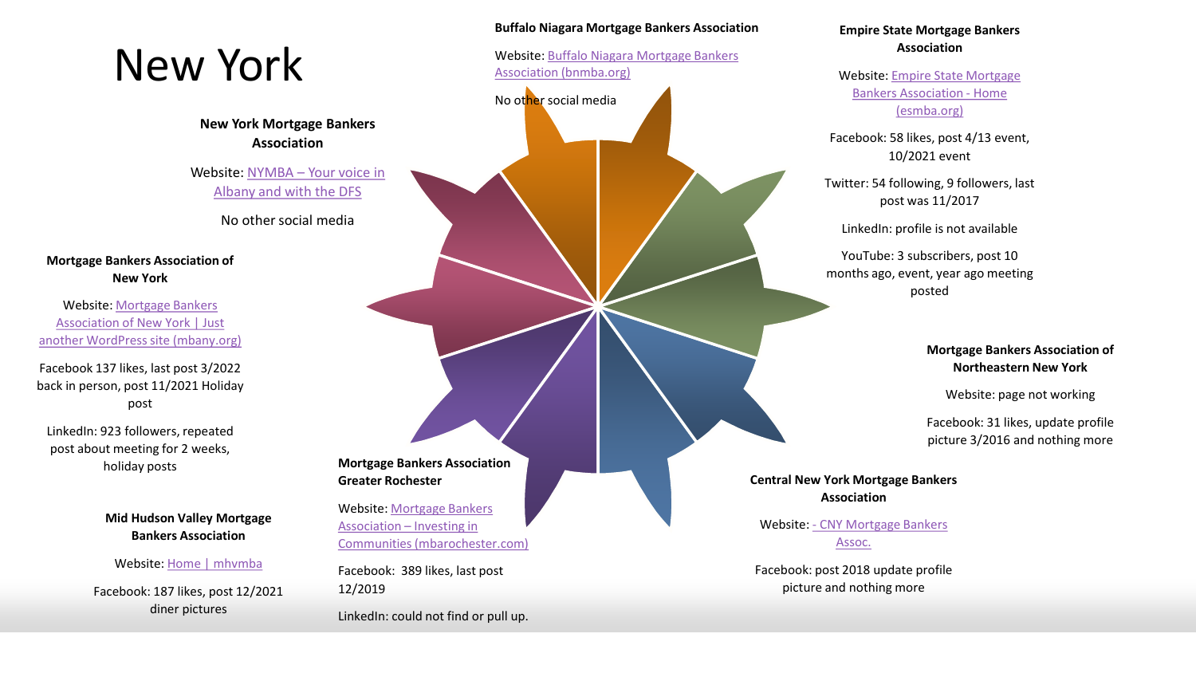# New York

### New York Mortgage Bankers Association

Website: NYMBA – Your voice in Albany and with the DFS

No other social media

### Buffalo Niagara Mortgage Bankers Association

Website: Buffalo Niagara Mortgage Bankers Association (bnmba.org)

No other social media

### Empire State Mortgage Bankers Association

Website: Empire State Mortgage Bankers Association - Home (esmba.org)

Facebook: 58 likes, post 4/13 event, 10/2021 event

Twitter: 54 following, 9 followers, last post was 11/2017

LinkedIn: profile is not available

YouTube: 3 subscribers, post 10 months ago, event, year ago meeting posted

### Mortgage Bankers Association of New York

Website: Mortgage Bankers Association of New York | Just another WordPress site (mbany.org)

Facebook 137 likes, last post 3/2022 back in person, post 11/2021 Holiday post

LinkedIn: 923 followers, repeated post about meeting for 2 weeks, holiday posts

### Mortgage Bankers Association of Northeastern New York

Website: page not working

Facebook: 31 likes, update profile picture 3/2016 and nothing more

### Mid Hudson Valley Mortgage Bankers Association

Website: Home | mhvmba

Facebook: 187 likes, post 12/2021 diner pictures

### Mortgage Bankers Association Greater Rochester

Website: Mortgage Bankers Association – Investing in Communities (mbarochester.com)

Facebook: 389 likes, last post 12/2019

LinkedIn: could not find or pull up.

### Central New York Mortgage Bankers Association

Website: - CNY Mortgage Bankers Assoc.

Facebook: post 2018 update profile picture and nothing more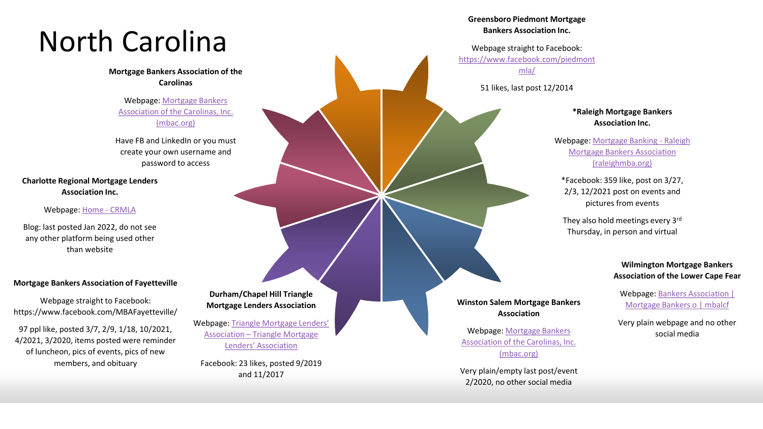# North Carolina

**Mortgage Bankers Association of the Carolinas**

Webpage: Mortgage Bankers Association of the Carolinas, Inc. (mbac.org)

Have FB and LinkedIn or you must create your own username and password to access

**Charlotte Regional Mortgage Lenders Association Inc.**

Webpage: Home - CRMLA

Blog: last posted Jan 2022, do not see any other platform being used other than website

**Mortgage Bankers Association of Fayetteville**

Webpage straight to Facebook: https://www.facebook.com/MBAFayetteville/

97 ppl like, posted 3/7, 2/9, 1/18, 10/2021, 4/2021, 3/2020, items posted were reminder of luncheon, pics of events, pics of new members, and obituary

**Durham/Chapel Hill Triangle Mortgage Lenders Association**

Webpage: Triangle Mortgage Lenders' Association – Triangle Mortgage Lenders' Association

Facebook: 23 likes, posted 9/2019 and 11/2017

**Greensboro Piedmont Mortgage Bankers Association Inc.**

Webpage straight to Facebook: https://www.facebook.com/piedmontmla/

51 likes, last post 12/2014

***Raleigh Mortgage Bankers Association Inc.**

Webpage: Mortgage Banking - Raleigh Mortgage Bankers Association (raleighmba.org)

*Facebook: 359 like, post on 3/27, 2/3, 12/2021 post on events and pictures from events

They also hold meetings every 3rd Thursday, in person and virtual

**Winston Salem Mortgage Bankers Association**

Webpage: Mortgage Bankers Association of the Carolinas, Inc. (mbac.org)

Very plain/empty last post/event 2/2020, no other social media

**Wilmington Mortgage Bankers Association of the Lower Cape Fear**

Webpage: Bankers Association | Mortgage Bankers o | mbalcf

Very plain webpage and no other social media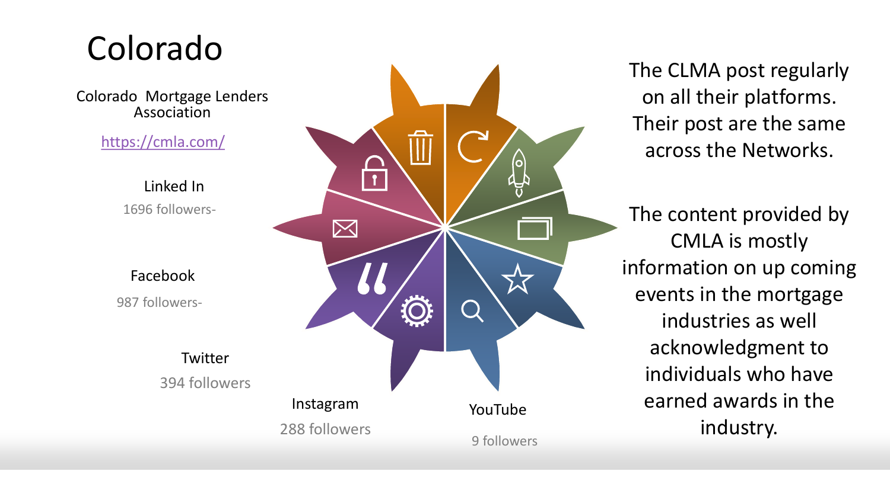# Colorado

Colorado Mortgage Lenders Association

https://cmla.com/

Linked In

1696 followers-

Facebook

987 followers-

Twitter

394 followers

Instagram

288 followers

YouTube

9 followers

The CLMA post regularly on all their platforms. Their post are the same across the Networks.

The content provided by CMLA is mostly information on up coming events in the mortgage industries as well acknowledgment to individuals who have earned awards in the industry.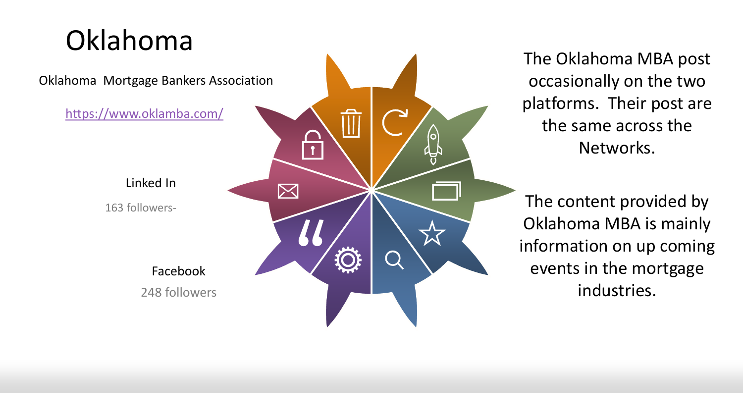# Oklahoma

Oklahoma Mortgage Bankers Association

https://www.oklamba.com/

Linked In

163 followers-

Facebook

248 followers

The Oklahoma MBA post occasionally on the two platforms. Their post are the same across the Networks.

The content provided by Oklahoma MBA is mainly information on up coming events in the mortgage industries.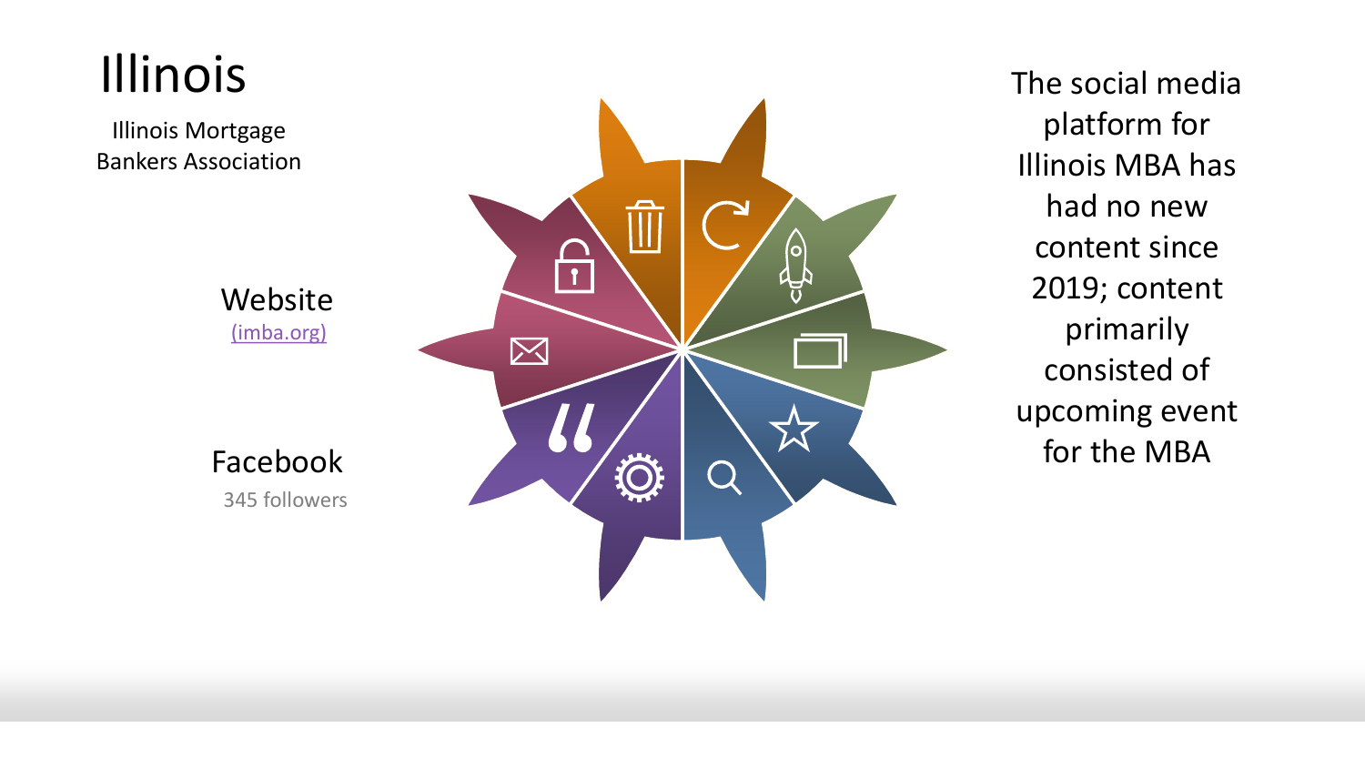# Illinois

Illinois Mortgage Bankers Association

Website
[(imba.org)](imba.org)

Facebook
345 followers

The social media platform for Illinois MBA has had no new content since 2019; content primarily consisted of upcoming event for the MBA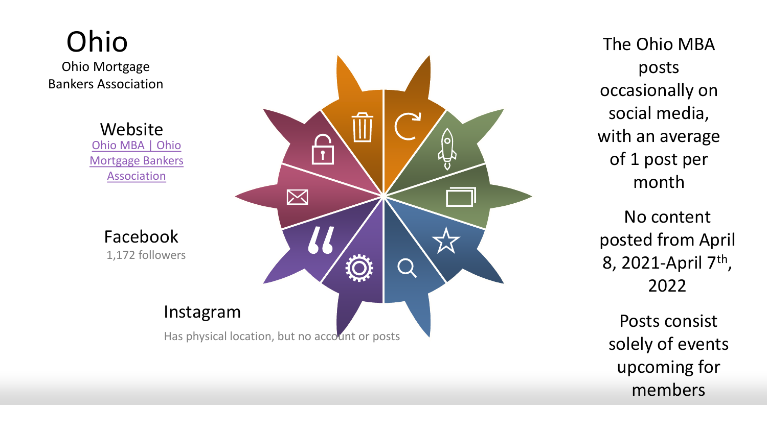# Ohio

Ohio Mortgage Bankers Association

## Website

Ohio MBA | Ohio Mortgage Bankers Association

## Facebook

1,172 followers

## Instagram

Has physical location, but no account or posts

The Ohio MBA posts occasionally on social media, with an average of 1 post per month

No content posted from April 8, 2021-April 7th, 2022

Posts consist solely of events upcoming for members